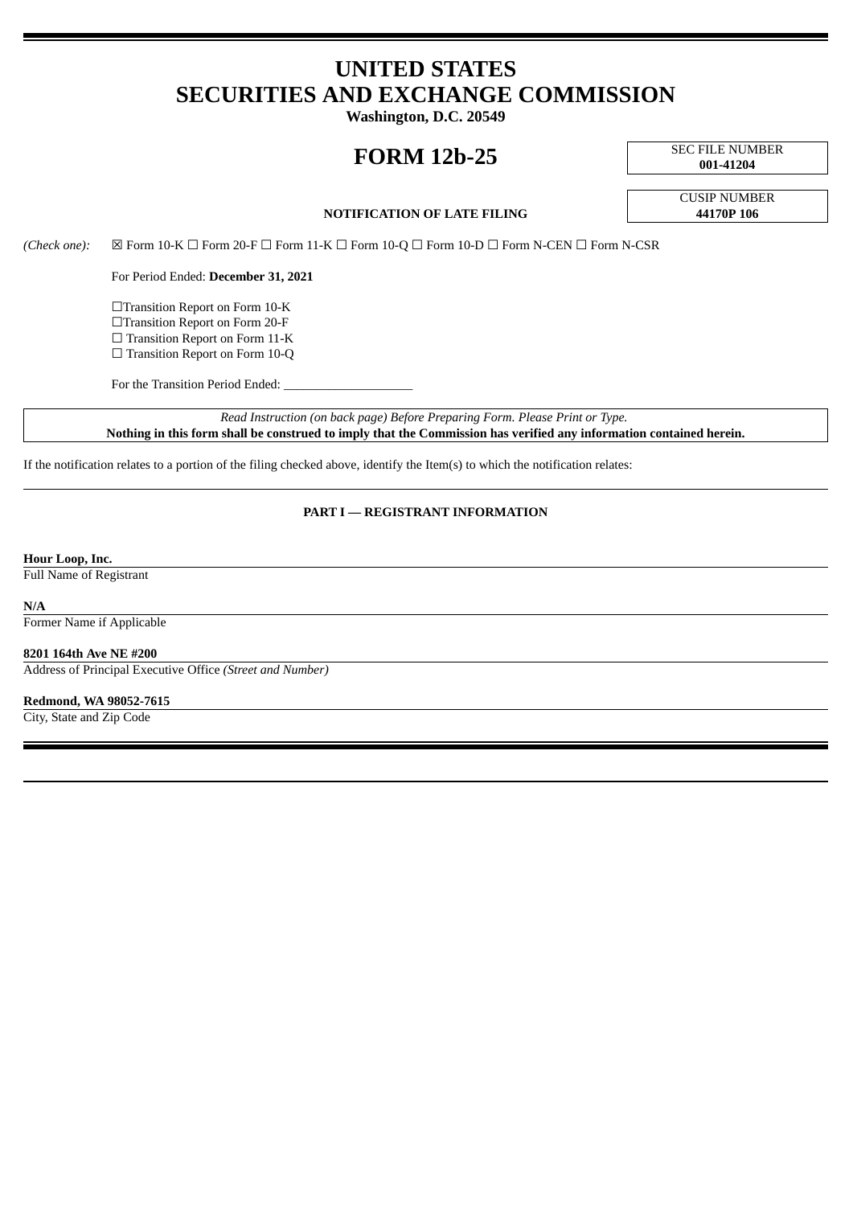# UNITED STATES
# SECURITIES AND EXCHANGE COMMISSION

**Washington, D.C. 20549**

## FORM 12b-25

SEC FILE NUMBER
**001-41204**

CUSIP NUMBER
**44170P 106**

**NOTIFICATION OF LATE FILING**

*(Check one):* ☒ Form 10-K ☐ Form 20-F ☐ Form 11-K ☐ Form 10-Q ☐ Form 10-D ☐ Form N-CEN ☐ Form N-CSR

For Period Ended: **December 31, 2021**

☐Transition Report on Form 10-K
☐Transition Report on Form 20-F
☐ Transition Report on Form 11-K
☐ Transition Report on Form 10-Q

For the Transition Period Ended: ____________________

*Read Instruction (on back page) Before Preparing Form. Please Print or Type.*
**Nothing in this form shall be construed to imply that the Commission has verified any information contained herein.**

If the notification relates to a portion of the filing checked above, identify the Item(s) to which the notification relates:

**PART I — REGISTRANT INFORMATION**

**Hour Loop, Inc.**
Full Name of Registrant

**N/A**
Former Name if Applicable

**8201 164th Ave NE #200**
Address of Principal Executive Office *(Street and Number)*

**Redmond, WA 98052-7615**
City, State and Zip Code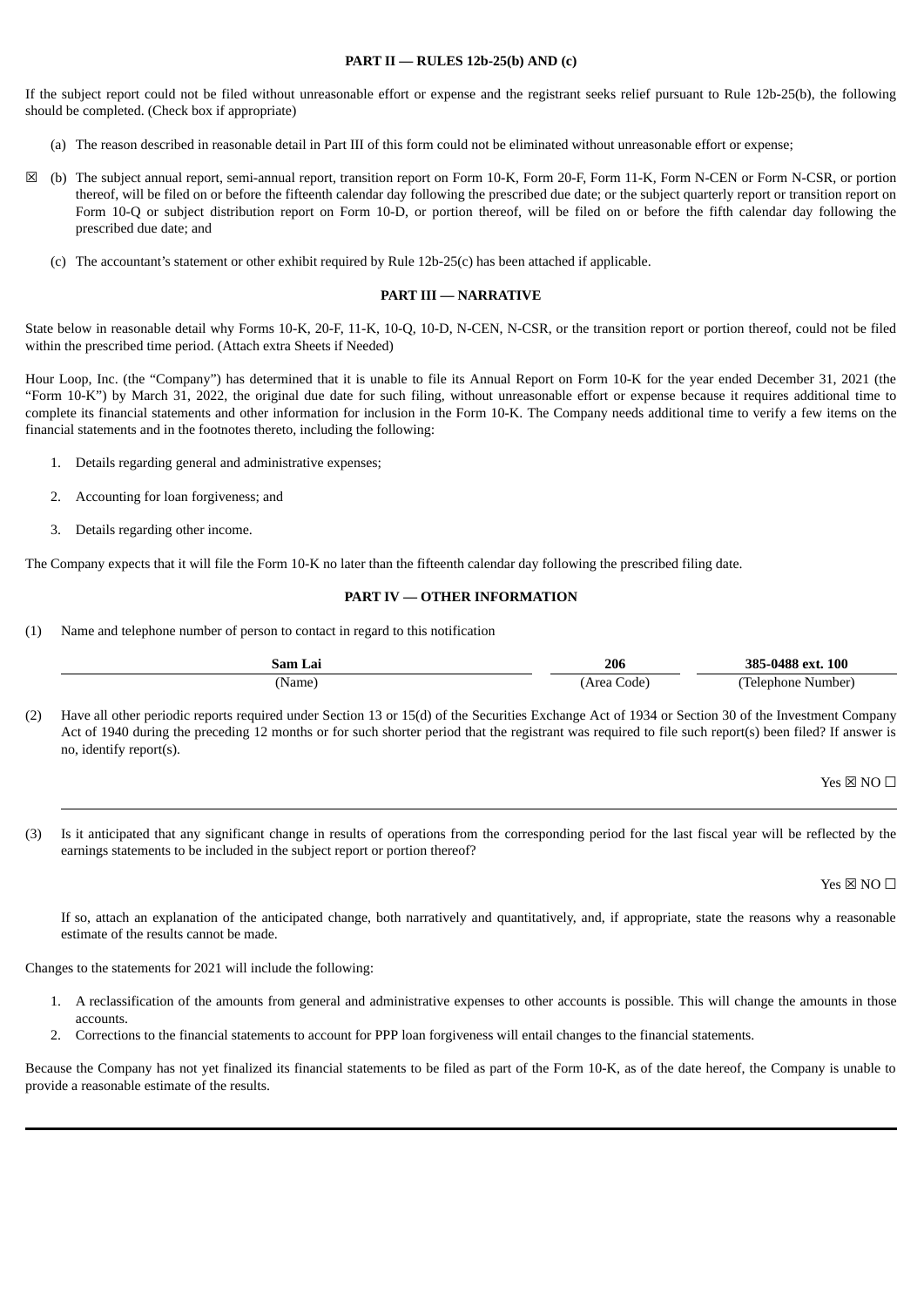**PART II — RULES 12b-25(b) AND (c)**

If the subject report could not be filed without unreasonable effort or expense and the registrant seeks relief pursuant to Rule 12b-25(b), the following should be completed. (Check box if appropriate)

(a) The reason described in reasonable detail in Part III of this form could not be eliminated without unreasonable effort or expense;

☒ (b) The subject annual report, semi-annual report, transition report on Form 10-K, Form 20-F, Form 11-K, Form N-CEN or Form N-CSR, or portion thereof, will be filed on or before the fifteenth calendar day following the prescribed due date; or the subject quarterly report or transition report on Form 10-Q or subject distribution report on Form 10-D, or portion thereof, will be filed on or before the fifth calendar day following the prescribed due date; and

(c) The accountant's statement or other exhibit required by Rule 12b-25(c) has been attached if applicable.

**PART III — NARRATIVE**

State below in reasonable detail why Forms 10-K, 20-F, 11-K, 10-Q, 10-D, N-CEN, N-CSR, or the transition report or portion thereof, could not be filed within the prescribed time period. (Attach extra Sheets if Needed)

Hour Loop, Inc. (the "Company") has determined that it is unable to file its Annual Report on Form 10-K for the year ended December 31, 2021 (the "Form 10-K") by March 31, 2022, the original due date for such filing, without unreasonable effort or expense because it requires additional time to complete its financial statements and other information for inclusion in the Form 10-K. The Company needs additional time to verify a few items on the financial statements and in the footnotes thereto, including the following:

1. Details regarding general and administrative expenses;
2. Accounting for loan forgiveness; and
3. Details regarding other income.

The Company expects that it will file the Form 10-K no later than the fifteenth calendar day following the prescribed filing date.

**PART IV — OTHER INFORMATION**

(1) Name and telephone number of person to contact in regard to this notification

| **Sam Lai** | **206** | **385-0488 ext. 100** |
|---|---|---|
| (Name) | (Area Code) | (Telephone Number) |

(2) Have all other periodic reports required under Section 13 or 15(d) of the Securities Exchange Act of 1934 or Section 30 of the Investment Company Act of 1940 during the preceding 12 months or for such shorter period that the registrant was required to file such report(s) been filed? If answer is no, identify report(s).

Yes ☒ NO ☐

(3) Is it anticipated that any significant change in results of operations from the corresponding period for the last fiscal year will be reflected by the earnings statements to be included in the subject report or portion thereof?

Yes ☒ NO ☐

If so, attach an explanation of the anticipated change, both narratively and quantitatively, and, if appropriate, state the reasons why a reasonable estimate of the results cannot be made.

Changes to the statements for 2021 will include the following:

1. A reclassification of the amounts from general and administrative expenses to other accounts is possible. This will change the amounts in those accounts.
2. Corrections to the financial statements to account for PPP loan forgiveness will entail changes to the financial statements.

Because the Company has not yet finalized its financial statements to be filed as part of the Form 10-K, as of the date hereof, the Company is unable to provide a reasonable estimate of the results.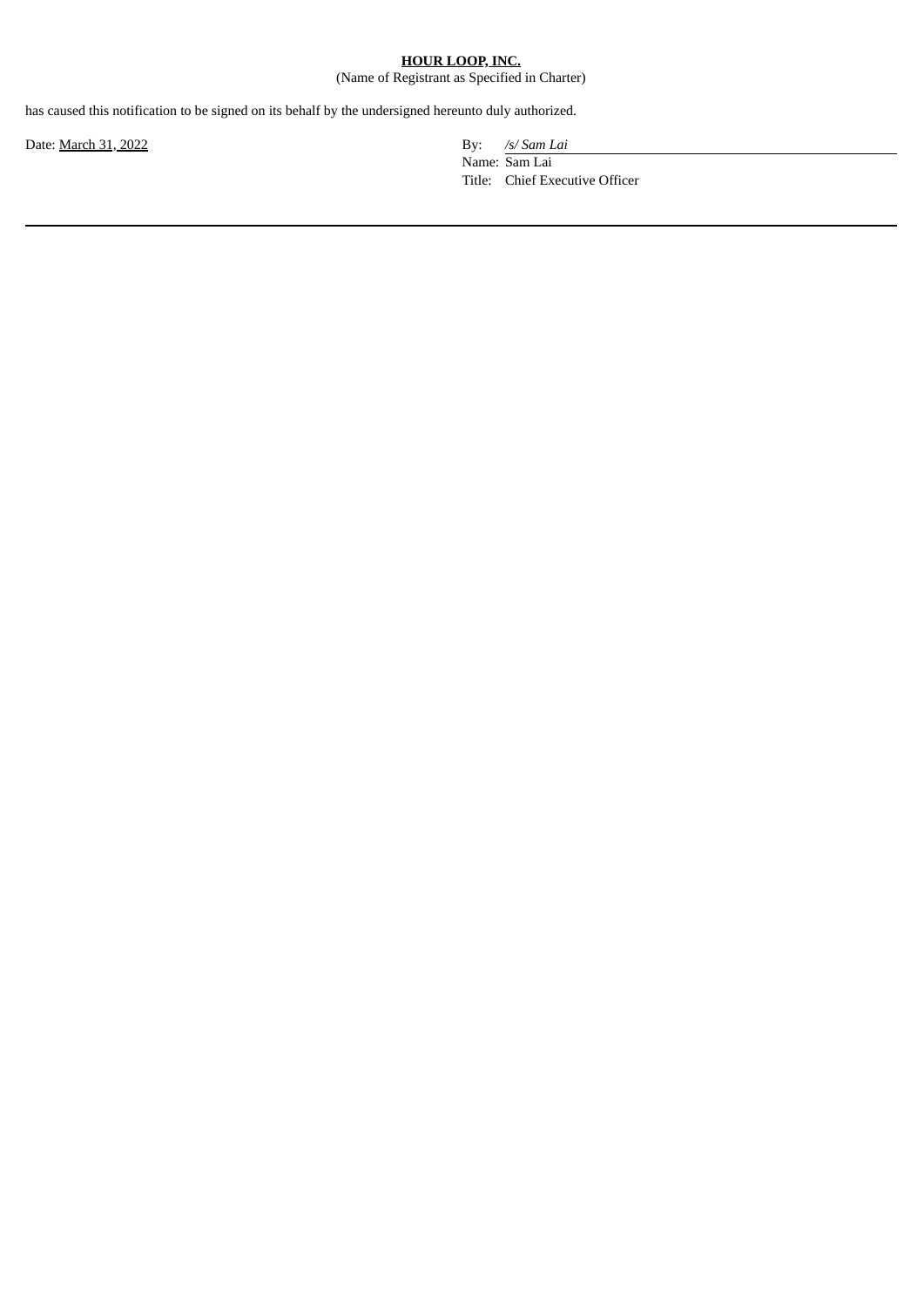**HOUR LOOP, INC.**

(Name of Registrant as Specified in Charter)

has caused this notification to be signed on its behalf by the undersigned hereunto duly authorized.

Date: March 31, 2022

By: */s/ Sam Lai*
Name: Sam Lai
Title: Chief Executive Officer